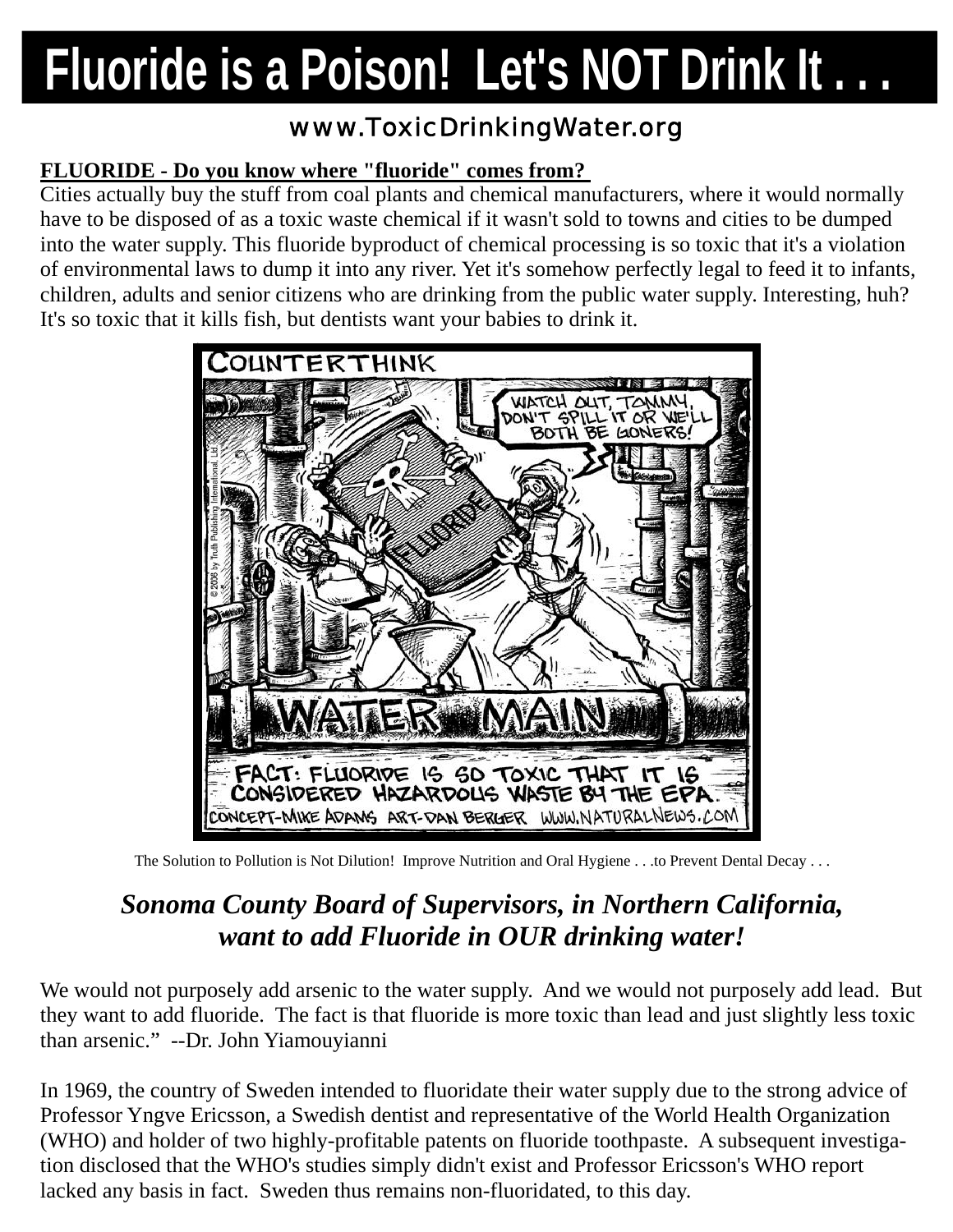# Fluoride is a Poison! Let's NOT Drink It . . .

www.ToxicDrinkingWater.org

**FLUORIDE - Do you know where "fluoride" comes from?**

Cities actually buy the stuff from coal plants and chemical manufacturers, where it would normally have to be disposed of as a toxic waste chemical if it wasn't sold to towns and cities to be dumped into the water supply. This fluoride byproduct of chemical processing is so toxic that it's a violation of environmental laws to dump it into any river. Yet it's somehow perfectly legal to feed it to infants, children, adults and senior citizens who are drinking from the public water supply. Interesting, huh? It's so toxic that it kills fish, but dentists want your babies to drink it.

The Solution to Pollution is Not Dilution! Improve Nutrition and Oral Hygiene . . .to Prevent Dental Decay . . .

***Sonoma County Board of Supervisors, in Northern California, want to add Fluoride in OUR drinking water!***

We would not purposely add arsenic to the water supply. And we would not purposely add lead. But they want to add fluoride. The fact is that fluoride is more toxic than lead and just slightly less toxic than arsenic." --Dr. John Yiamouyianni

In 1969, the country of Sweden intended to fluoridate their water supply due to the strong advice of Professor Yngve Ericsson, a Swedish dentist and representative of the World Health Organization (WHO) and holder of two highly-profitable patents on fluoride toothpaste. A subsequent investigation disclosed that the WHO's studies simply didn't exist and Professor Ericsson's WHO report lacked any basis in fact. Sweden thus remains non-fluoridated, to this day.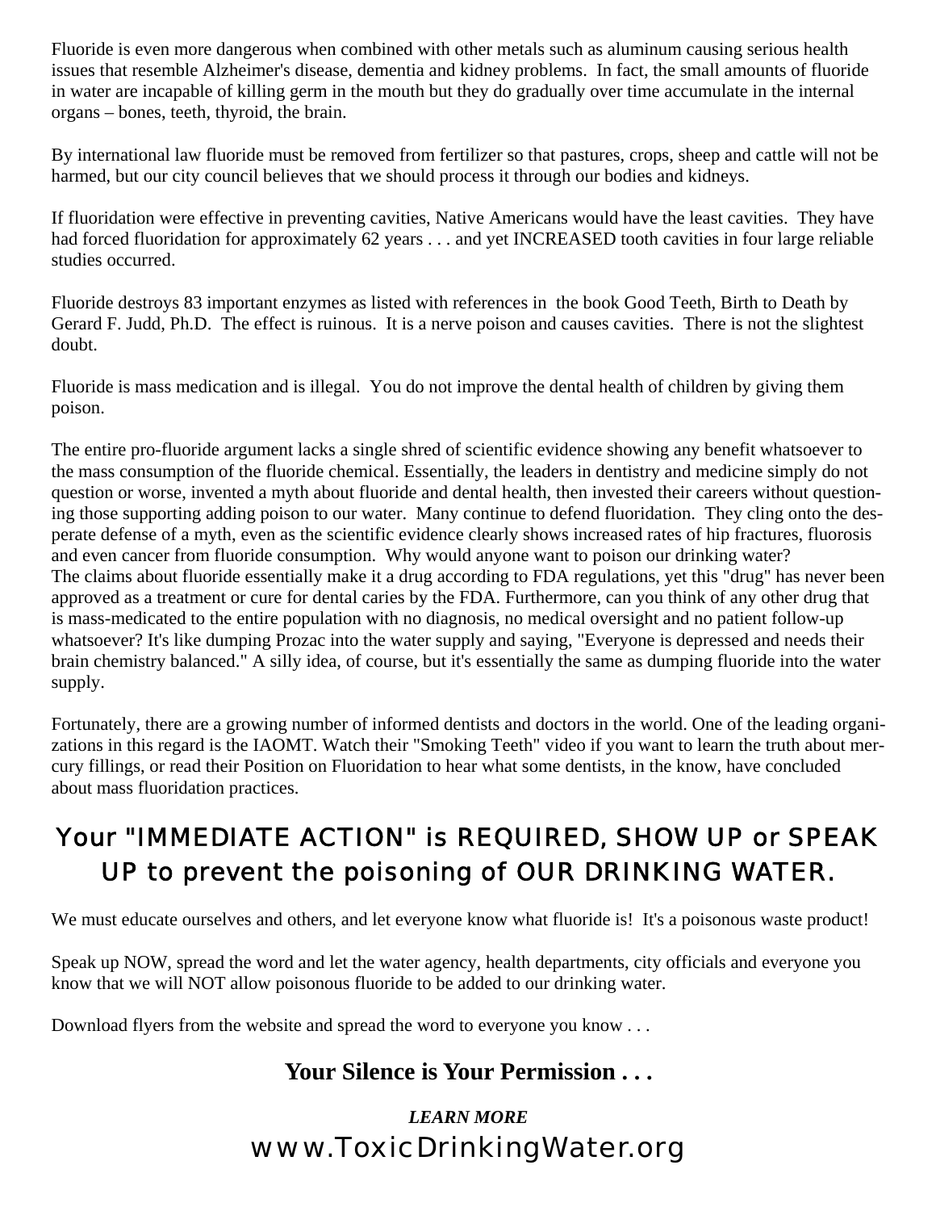Fluoride is even more dangerous when combined with other metals such as aluminum causing serious health issues that resemble Alzheimer's disease, dementia and kidney problems. In fact, the small amounts of fluoride in water are incapable of killing germ in the mouth but they do gradually over time accumulate in the internal organs – bones, teeth, thyroid, the brain.

By international law fluoride must be removed from fertilizer so that pastures, crops, sheep and cattle will not be harmed, but our city council believes that we should process it through our bodies and kidneys.

If fluoridation were effective in preventing cavities, Native Americans would have the least cavities. They have had forced fluoridation for approximately 62 years . . . and yet INCREASED tooth cavities in four large reliable studies occurred.

Fluoride destroys 83 important enzymes as listed with references in the book Good Teeth, Birth to Death by Gerard F. Judd, Ph.D. The effect is ruinous. It is a nerve poison and causes cavities. There is not the slightest doubt.

Fluoride is mass medication and is illegal. You do not improve the dental health of children by giving them poison.

The entire pro-fluoride argument lacks a single shred of scientific evidence showing any benefit whatsoever to the mass consumption of the fluoride chemical. Essentially, the leaders in dentistry and medicine simply do not question or worse, invented a myth about fluoride and dental health, then invested their careers without questioning those supporting adding poison to our water. Many continue to defend fluoridation. They cling onto the desperate defense of a myth, even as the scientific evidence clearly shows increased rates of hip fractures, fluorosis and even cancer from fluoride consumption. Why would anyone want to poison our drinking water?
The claims about fluoride essentially make it a drug according to FDA regulations, yet this "drug" has never been approved as a treatment or cure for dental caries by the FDA. Furthermore, can you think of any other drug that is mass-medicated to the entire population with no diagnosis, no medical oversight and no patient follow-up whatsoever? It's like dumping Prozac into the water supply and saying, "Everyone is depressed and needs their brain chemistry balanced." A silly idea, of course, but it's essentially the same as dumping fluoride into the water supply.

Fortunately, there are a growing number of informed dentists and doctors in the world. One of the leading organizations in this regard is the IAOMT. Watch their "Smoking Teeth" video if you want to learn the truth about mercury fillings, or read their Position on Fluoridation to hear what some dentists, in the know, have concluded about mass fluoridation practices.

## Your "IMMEDIATE ACTION" is REQUIRED, SHOW UP or SPEAK UP to prevent the poisoning of OUR DRINKING WATER.

We must educate ourselves and others, and let everyone know what fluoride is! It's a poisonous waste product!

Speak up NOW, spread the word and let the water agency, health departments, city officials and everyone you know that we will NOT allow poisonous fluoride to be added to our drinking water.

Download flyers from the website and spread the word to everyone you know . . .

**Your Silence is Your Permission . . .**

***LEARN MORE***

www.ToxicDrinkingWater.org